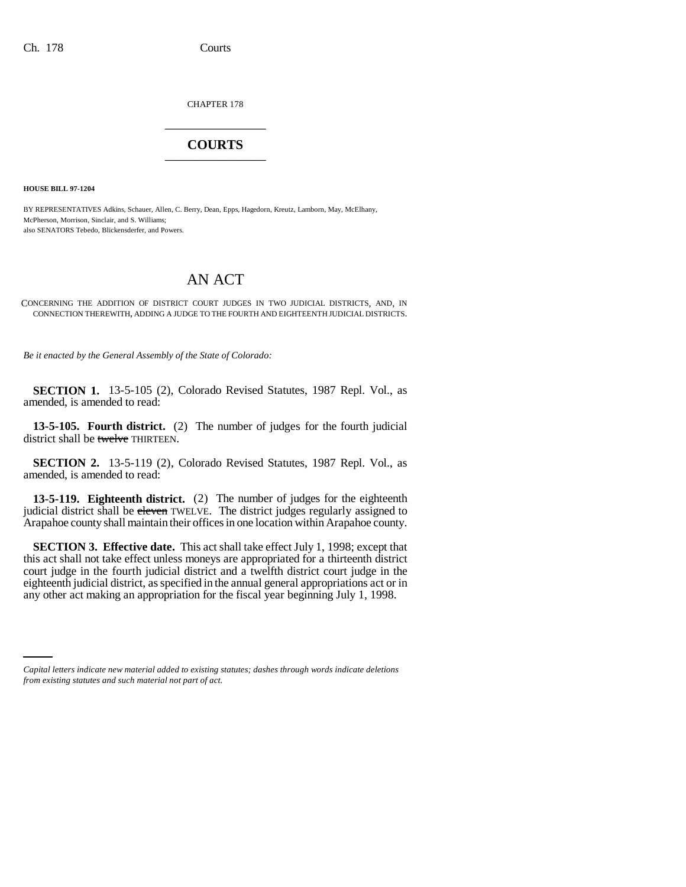CHAPTER 178

## COURTS

**HOUSE BILL 97-1204**

BY REPRESENTATIVES Adkins, Schauer, Allen, C. Berry, Dean, Epps, Hagedorn, Kreutz, Lamborn, May, McElhany, McPherson, Morrison, Sinclair, and S. Williams;
also SENATORS Tebedo, Blickensderfer, and Powers.

# AN ACT

CONCERNING THE ADDITION OF DISTRICT COURT JUDGES IN TWO JUDICIAL DISTRICTS, AND, IN CONNECTION THEREWITH, ADDING A JUDGE TO THE FOURTH AND EIGHTEENTH JUDICIAL DISTRICTS.

*Be it enacted by the General Assembly of the State of Colorado:*

**SECTION 1.** 13-5-105 (2), Colorado Revised Statutes, 1987 Repl. Vol., as amended, is amended to read:

**13-5-105. Fourth district.** (2) The number of judges for the fourth judicial district shall be ~~twelve~~ THIRTEEN.

**SECTION 2.** 13-5-119 (2), Colorado Revised Statutes, 1987 Repl. Vol., as amended, is amended to read:

**13-5-119. Eighteenth district.** (2) The number of judges for the eighteenth judicial district shall be ~~eleven~~ TWELVE. The district judges regularly assigned to Arapahoe county shall maintain their offices in one location within Arapahoe county.

**SECTION 3. Effective date.** This act shall take effect July 1, 1998; except that this act shall not take effect unless moneys are appropriated for a thirteenth district court judge in the fourth judicial district and a twelfth district court judge in the eighteenth judicial district, as specified in the annual general appropriations act or in any other act making an appropriation for the fiscal year beginning July 1, 1998.

*Capital letters indicate new material added to existing statutes; dashes through words indicate deletions from existing statutes and such material not part of act.*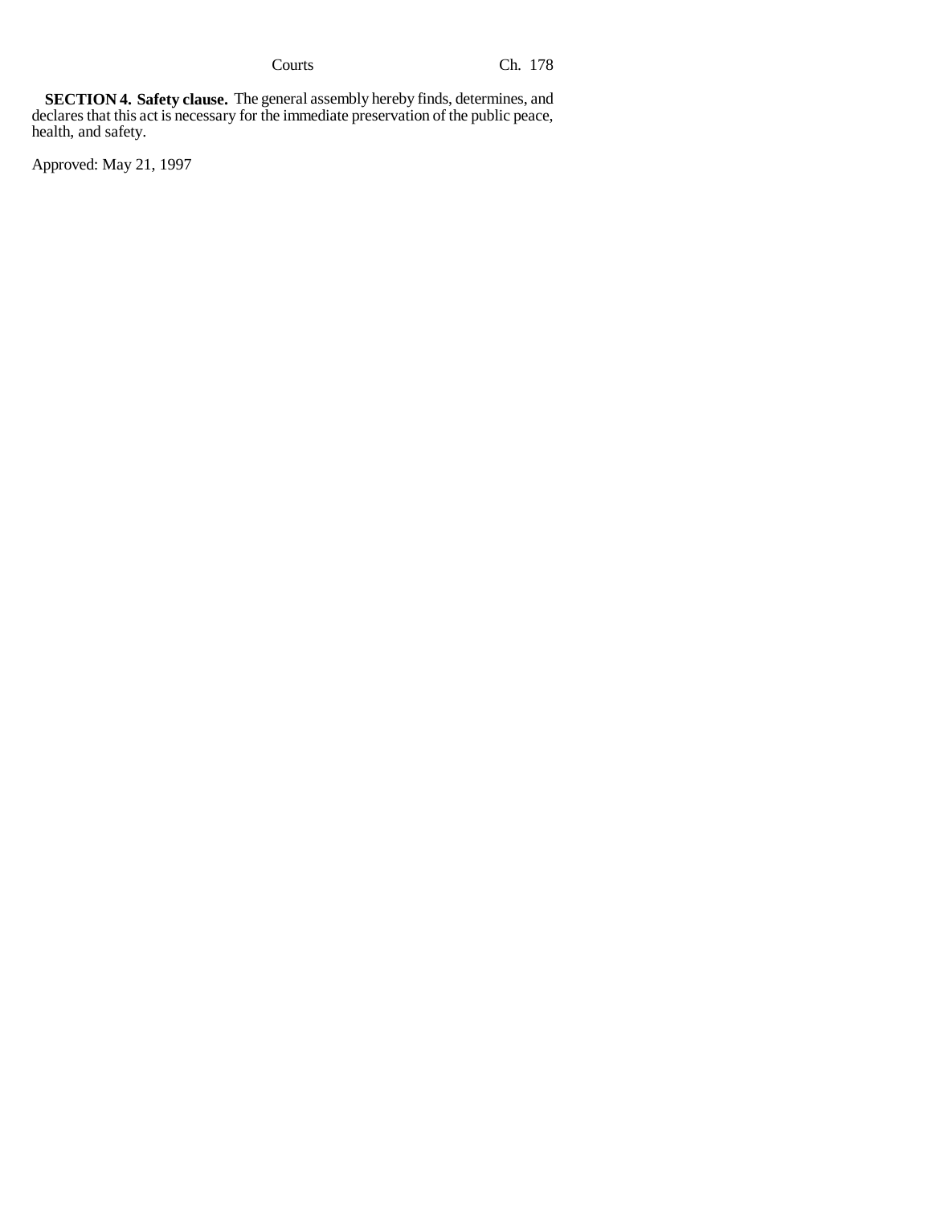**SECTION 4. Safety clause.** The general assembly hereby finds, determines, and declares that this act is necessary for the immediate preservation of the public peace, health, and safety.

Approved: May 21, 1997